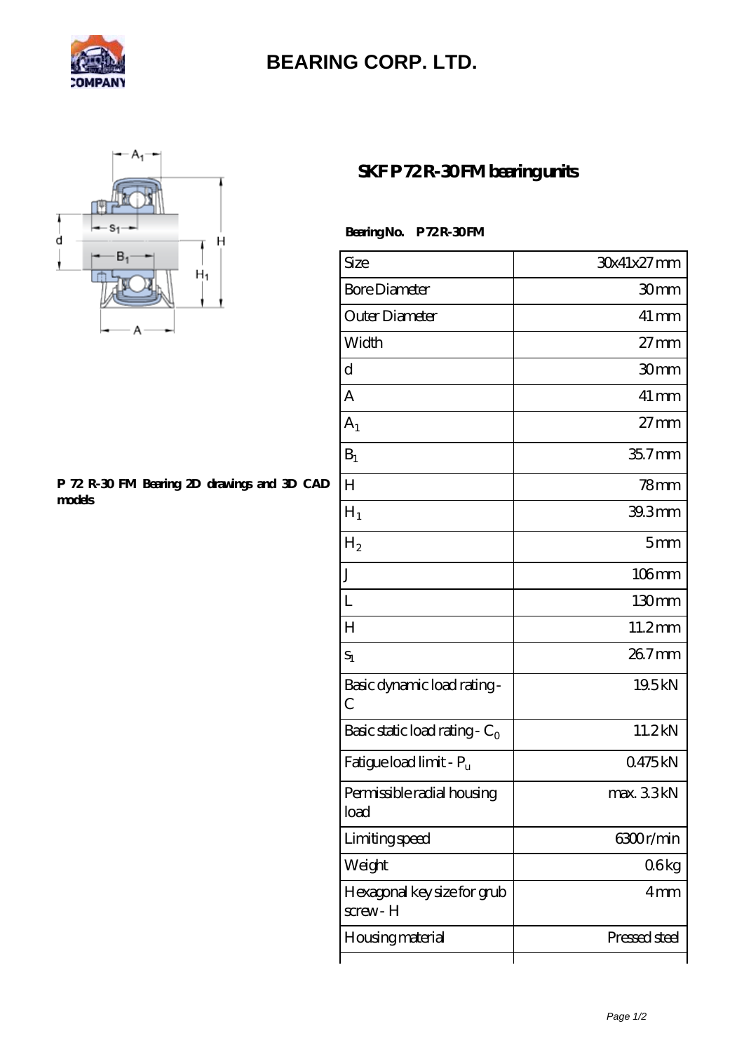# BEARING CORP. LTD.

## SKF P 72 R-30 FM bearing units

P 72 R-30 FM Bearing 2D drawings and 3D CAD models

**Bearing No.** P 72 R-30 FM

| Size | 30x41x27 mm |
| --- | --- |
| Bore Diameter | 30 mm |
| Outer Diameter | 41 mm |
| Width | 27 mm |
| d | 30 mm |
| A | 41 mm |
| $A_1$ | 27 mm |
| $B_1$ | 35.7 mm |
| H | 78 mm |
| $H_1$ | 39.3 mm |
| $H_2$ | 5 mm |
| J | 106 mm |
| L | 130 mm |
| H | 11.2 mm |
| $s_1$ | 26.7 mm |
| Basic dynamic load rating - C | 19.5 kN |
| Basic static load rating - $C_0$ | 11.2 kN |
| Fatigue load limit - $P_u$ | 0.475 kN |
| Permissible radial housing load | max. 3.3 kN |
| Limiting speed | 6300 r/min |
| Weight | 0.6 kg |
| Hexagonal key size for grub screw - H | 4 mm |
| Housing material | Pressed steel |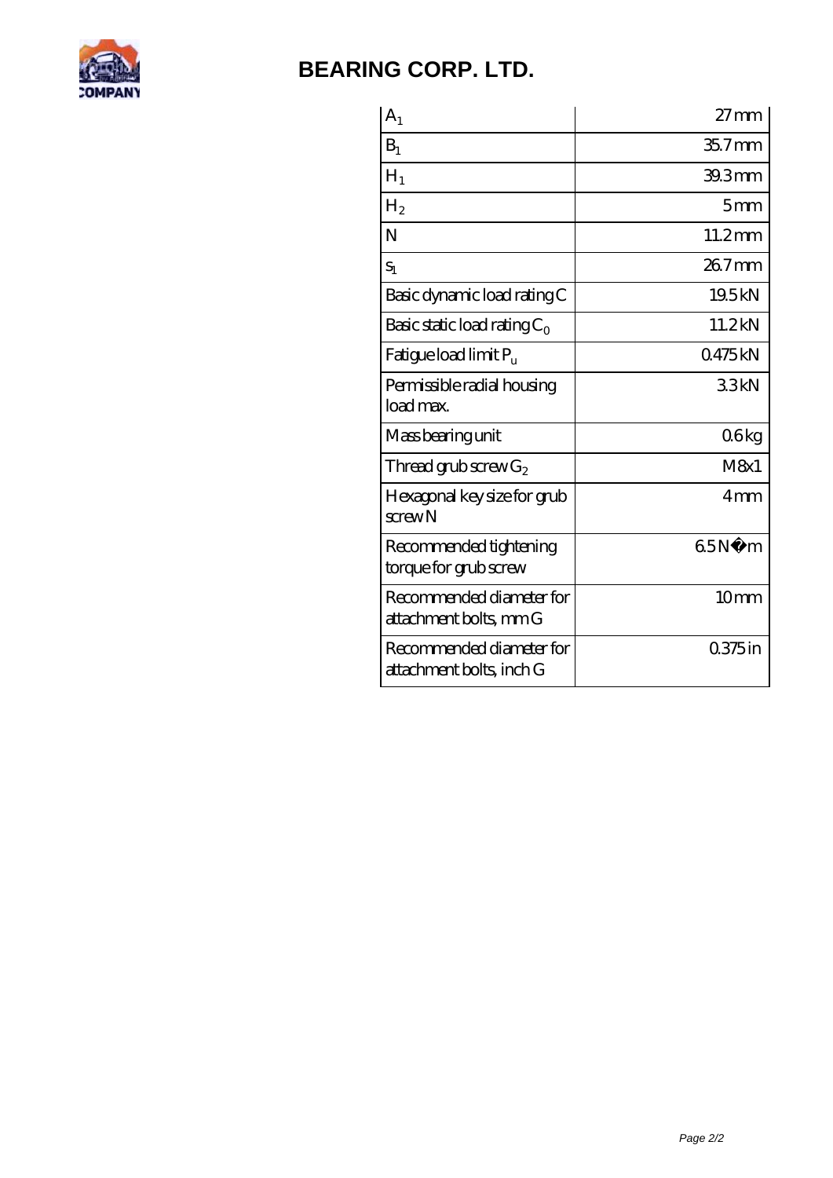# BEARING CORP. LTD.

| | |
|---|---|
| $A_1$ | 27 mm |
| $B_1$ | 35.7 mm |
| $H_1$ | 39.3 mm |
| $H_2$ | 5 mm |
| N | 11.2 mm |
| $s_1$ | 26.7 mm |
| Basic dynamic load rating C | 19.5 kN |
| Basic static load rating $C_0$ | 11.2 kN |
| Fatigue load limit $P_u$ | 0.475 kN |
| Permissible radial housing load max. | 3.3 kN |
| Mass bearing unit | 0.6 kg |
| Thread grub screw $G_2$ | M8x1 |
| Hexagonal key size for grub screw N | 4 mm |
| Recommended tightening torque for grub screw | 6.5 N�m |
| Recommended diameter for attachment bolts, mm G | 10 mm |
| Recommended diameter for attachment bolts, inch G | 0.375 in |